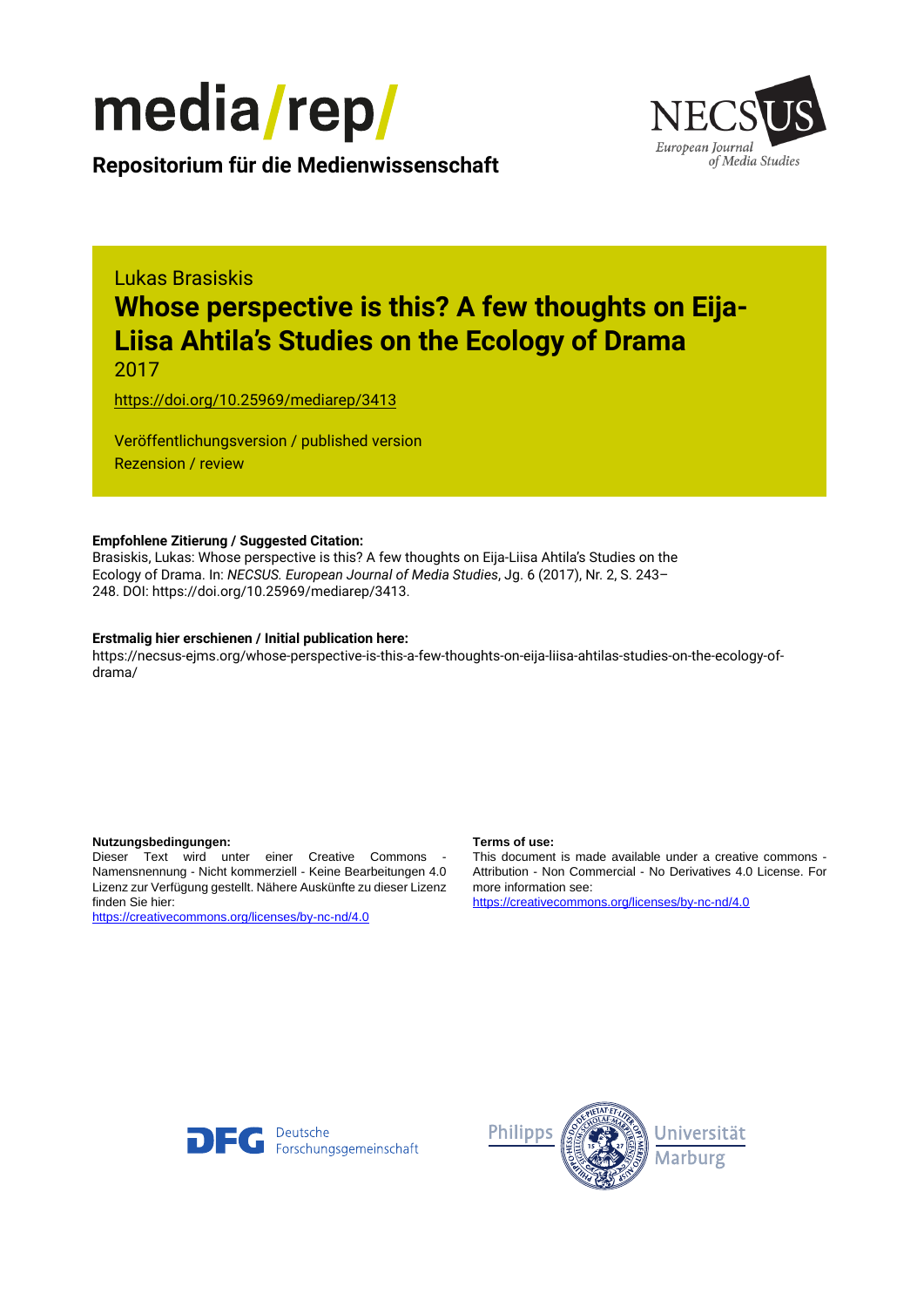media/rep/

**Repositorium für die Medienwissenschaft**

NECSUS European Journal of Media Studies

Lukas Brasiskis

# Whose perspective is this? A few thoughts on Eija-Liisa Ahtila's Studies on the Ecology of Drama

2017

https://doi.org/10.25969/mediarep/3413

Veröffentlichungsversion / published version

Rezension / review

**Empfohlene Zitierung / Suggested Citation:**

Brasiskis, Lukas: Whose perspective is this? A few thoughts on Eija-Liisa Ahtila's Studies on the Ecology of Drama. In: *NECSUS. European Journal of Media Studies*, Jg. 6 (2017), Nr. 2, S. 243–248. DOI: https://doi.org/10.25969/mediarep/3413.

**Erstmalig hier erschienen / Initial publication here:**

https://necsus-ejms.org/whose-perspective-is-this-a-few-thoughts-on-eija-liisa-ahtilas-studies-on-the-ecology-of-drama/

**Nutzungsbedingungen:**

Dieser Text wird unter einer Creative Commons - Namensnennung - Nicht kommerziell - Keine Bearbeitungen 4.0 Lizenz zur Verfügung gestellt. Nähere Auskünfte zu dieser Lizenz finden Sie hier:

https://creativecommons.org/licenses/by-nc-nd/4.0

**Terms of use:**

This document is made available under a creative commons - Attribution - Non Commercial - No Derivatives 4.0 License. For more information see:

https://creativecommons.org/licenses/by-nc-nd/4.0

DFG Deutsche Forschungsgemeinschaft

Philipps Universität Marburg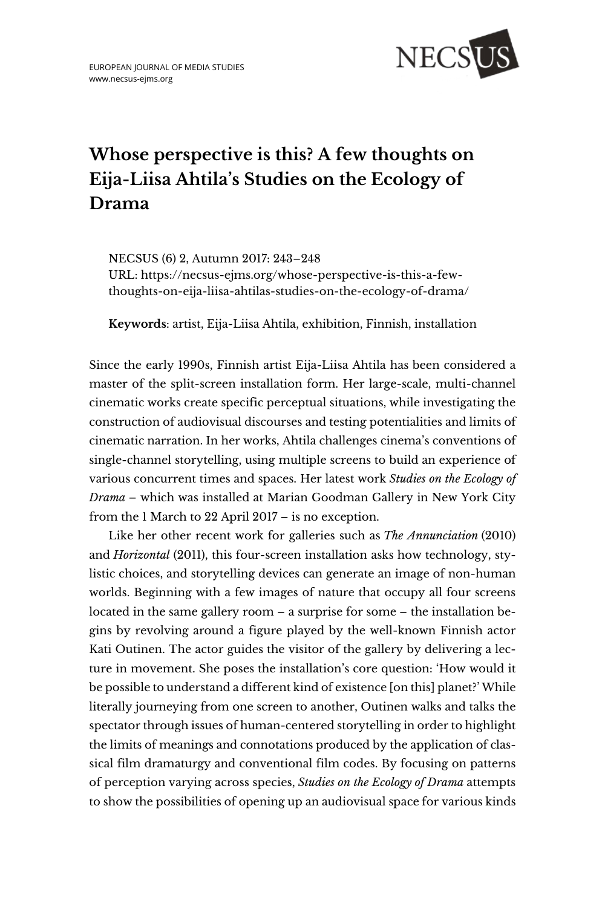# Whose perspective is this? A few thoughts on Eija-Liisa Ahtila's Studies on the Ecology of Drama

NECSUS (6) 2, Autumn 2017: 243–248
URL: https://necsus-ejms.org/whose-perspective-is-this-a-few-thoughts-on-eija-liisa-ahtilas-studies-on-the-ecology-of-drama/

**Keywords**: artist, Eija-Liisa Ahtila, exhibition, Finnish, installation

Since the early 1990s, Finnish artist Eija-Liisa Ahtila has been considered a master of the split-screen installation form. Her large-scale, multi-channel cinematic works create specific perceptual situations, while investigating the construction of audiovisual discourses and testing potentialities and limits of cinematic narration. In her works, Ahtila challenges cinema's conventions of single-channel storytelling, using multiple screens to build an experience of various concurrent times and spaces. Her latest work *Studies on the Ecology of Drama* – which was installed at Marian Goodman Gallery in New York City from the 1 March to 22 April 2017 – is no exception.

Like her other recent work for galleries such as *The Annunciation* (2010) and *Horizontal* (2011), this four-screen installation asks how technology, stylistic choices, and storytelling devices can generate an image of non-human worlds. Beginning with a few images of nature that occupy all four screens located in the same gallery room – a surprise for some – the installation begins by revolving around a figure played by the well-known Finnish actor Kati Outinen. The actor guides the visitor of the gallery by delivering a lecture in movement. She poses the installation's core question: 'How would it be possible to understand a different kind of existence [on this] planet?' While literally journeying from one screen to another, Outinen walks and talks the spectator through issues of human-centered storytelling in order to highlight the limits of meanings and connotations produced by the application of classical film dramaturgy and conventional film codes. By focusing on patterns of perception varying across species, *Studies on the Ecology of Drama* attempts to show the possibilities of opening up an audiovisual space for various kinds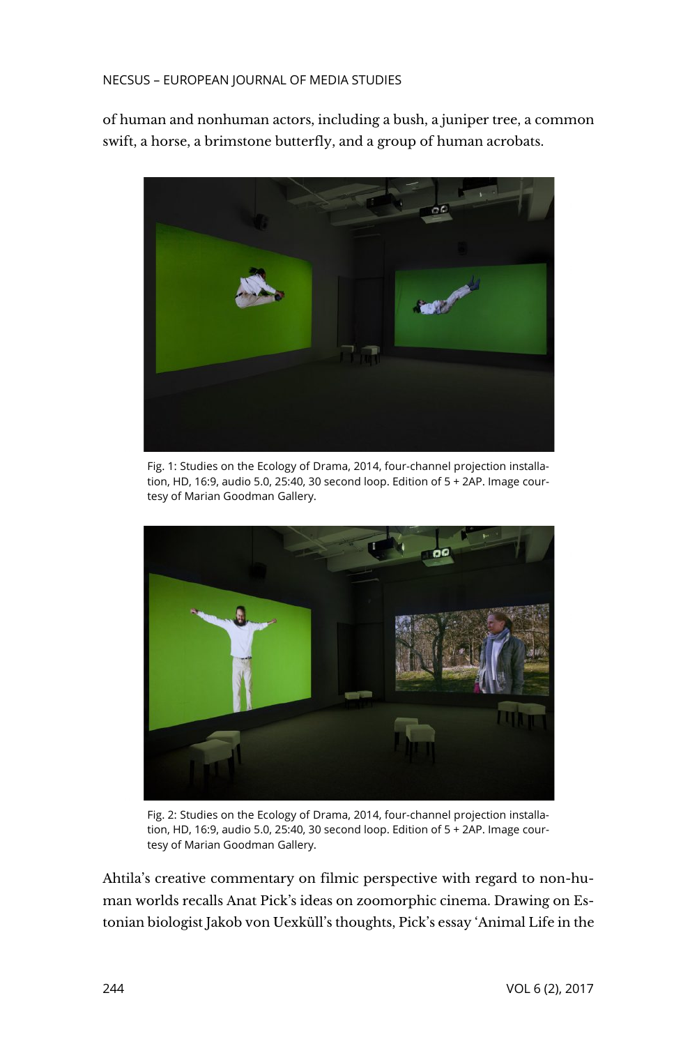of human and nonhuman actors, including a bush, a juniper tree, a common swift, a horse, a brimstone butterfly, and a group of human acrobats.

Fig. 1: Studies on the Ecology of Drama, 2014, four-channel projection installation, HD, 16:9, audio 5.0, 25:40, 30 second loop. Edition of 5 + 2AP. Image courtesy of Marian Goodman Gallery.

Fig. 2: Studies on the Ecology of Drama, 2014, four-channel projection installation, HD, 16:9, audio 5.0, 25:40, 30 second loop. Edition of 5 + 2AP. Image courtesy of Marian Goodman Gallery.

Ahtila's creative commentary on filmic perspective with regard to non-human worlds recalls Anat Pick's ideas on zoomorphic cinema. Drawing on Estonian biologist Jakob von Uexküll's thoughts, Pick's essay 'Animal Life in the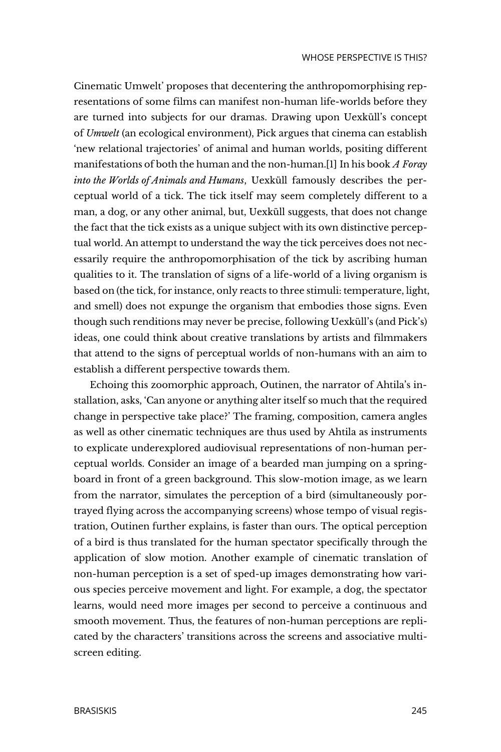Cinematic Umwelt' proposes that decentering the anthropomorphising representations of some films can manifest non-human life-worlds before they are turned into subjects for our dramas. Drawing upon Uexküll's concept of *Umwelt* (an ecological environment), Pick argues that cinema can establish 'new relational trajectories' of animal and human worlds, positing different manifestations of both the human and the non-human.[1] In his book *A Foray into the Worlds of Animals and Humans*, Uexküll famously describes the perceptual world of a tick. The tick itself may seem completely different to a man, a dog, or any other animal, but, Uexküll suggests, that does not change the fact that the tick exists as a unique subject with its own distinctive perceptual world. An attempt to understand the way the tick perceives does not necessarily require the anthropomorphisation of the tick by ascribing human qualities to it. The translation of signs of a life-world of a living organism is based on (the tick, for instance, only reacts to three stimuli: temperature, light, and smell) does not expunge the organism that embodies those signs. Even though such renditions may never be precise, following Uexküll's (and Pick's) ideas, one could think about creative translations by artists and filmmakers that attend to the signs of perceptual worlds of non-humans with an aim to establish a different perspective towards them.

Echoing this zoomorphic approach, Outinen, the narrator of Ahtila's installation, asks, 'Can anyone or anything alter itself so much that the required change in perspective take place?' The framing, composition, camera angles as well as other cinematic techniques are thus used by Ahtila as instruments to explicate underexplored audiovisual representations of non-human perceptual worlds. Consider an image of a bearded man jumping on a springboard in front of a green background. This slow-motion image, as we learn from the narrator, simulates the perception of a bird (simultaneously portrayed flying across the accompanying screens) whose tempo of visual registration, Outinen further explains, is faster than ours. The optical perception of a bird is thus translated for the human spectator specifically through the application of slow motion. Another example of cinematic translation of non-human perception is a set of sped-up images demonstrating how various species perceive movement and light. For example, a dog, the spectator learns, would need more images per second to perceive a continuous and smooth movement. Thus, the features of non-human perceptions are replicated by the characters' transitions across the screens and associative multi-screen editing.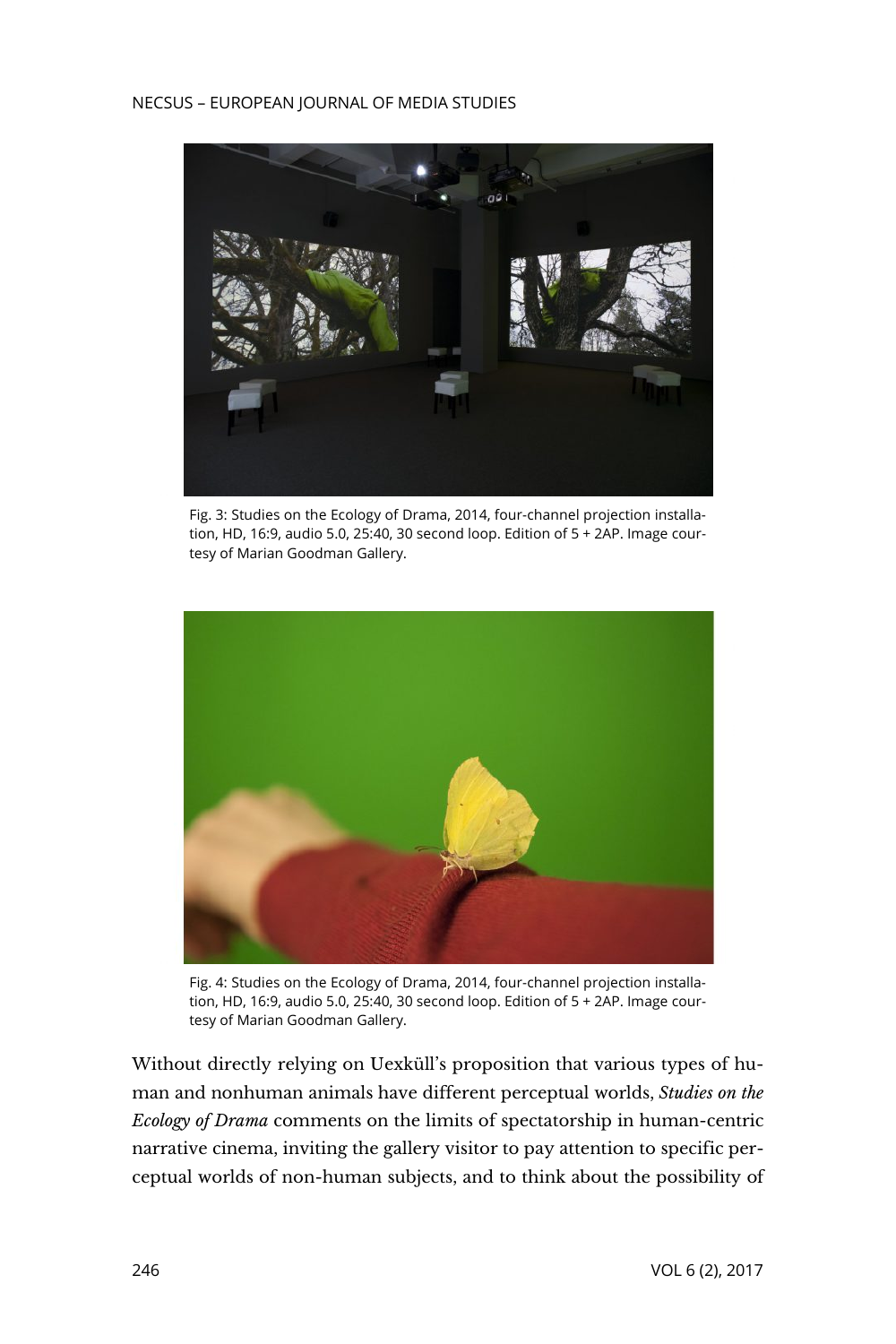Fig. 3: Studies on the Ecology of Drama, 2014, four-channel projection installation, HD, 16:9, audio 5.0, 25:40, 30 second loop. Edition of 5 + 2AP. Image courtesy of Marian Goodman Gallery.

Fig. 4: Studies on the Ecology of Drama, 2014, four-channel projection installation, HD, 16:9, audio 5.0, 25:40, 30 second loop. Edition of 5 + 2AP. Image courtesy of Marian Goodman Gallery.

Without directly relying on Uexküll's proposition that various types of human and nonhuman animals have different perceptual worlds, *Studies on the Ecology of Drama* comments on the limits of spectatorship in human-centric narrative cinema, inviting the gallery visitor to pay attention to specific perceptual worlds of non-human subjects, and to think about the possibility of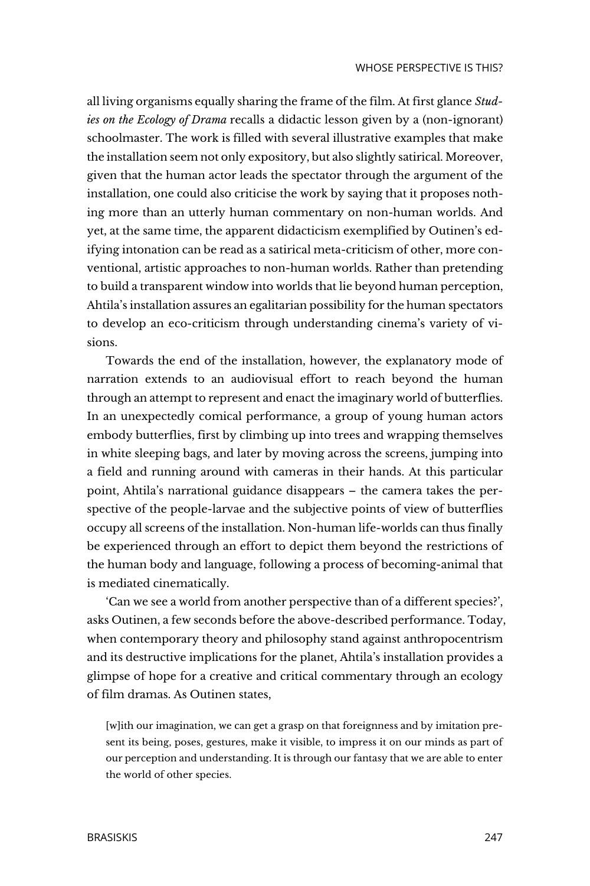all living organisms equally sharing the frame of the film. At first glance *Studies on the Ecology of Drama* recalls a didactic lesson given by a (non-ignorant) schoolmaster. The work is filled with several illustrative examples that make the installation seem not only expository, but also slightly satirical. Moreover, given that the human actor leads the spectator through the argument of the installation, one could also criticise the work by saying that it proposes nothing more than an utterly human commentary on non-human worlds. And yet, at the same time, the apparent didacticism exemplified by Outinen's edifying intonation can be read as a satirical meta-criticism of other, more conventional, artistic approaches to non-human worlds. Rather than pretending to build a transparent window into worlds that lie beyond human perception, Ahtila's installation assures an egalitarian possibility for the human spectators to develop an eco-criticism through understanding cinema's variety of visions.

Towards the end of the installation, however, the explanatory mode of narration extends to an audiovisual effort to reach beyond the human through an attempt to represent and enact the imaginary world of butterflies. In an unexpectedly comical performance, a group of young human actors embody butterflies, first by climbing up into trees and wrapping themselves in white sleeping bags, and later by moving across the screens, jumping into a field and running around with cameras in their hands. At this particular point, Ahtila's narrational guidance disappears – the camera takes the perspective of the people-larvae and the subjective points of view of butterflies occupy all screens of the installation. Non-human life-worlds can thus finally be experienced through an effort to depict them beyond the restrictions of the human body and language, following a process of becoming-animal that is mediated cinematically.

'Can we see a world from another perspective than of a different species?', asks Outinen, a few seconds before the above-described performance. Today, when contemporary theory and philosophy stand against anthropocentrism and its destructive implications for the planet, Ahtila's installation provides a glimpse of hope for a creative and critical commentary through an ecology of film dramas. As Outinen states,

> [w]ith our imagination, we can get a grasp on that foreignness and by imitation present its being, poses, gestures, make it visible, to impress it on our minds as part of our perception and understanding. It is through our fantasy that we are able to enter the world of other species.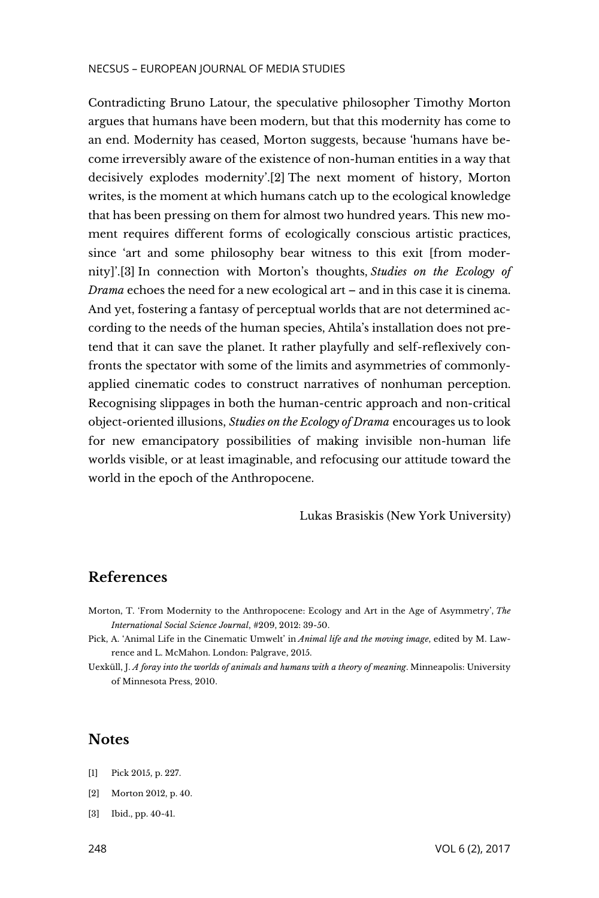Contradicting Bruno Latour, the speculative philosopher Timothy Morton argues that humans have been modern, but that this modernity has come to an end. Modernity has ceased, Morton suggests, because 'humans have become irreversibly aware of the existence of non-human entities in a way that decisively explodes modernity'.[2] The next moment of history, Morton writes, is the moment at which humans catch up to the ecological knowledge that has been pressing on them for almost two hundred years. This new moment requires different forms of ecologically conscious artistic practices, since 'art and some philosophy bear witness to this exit [from modernity]'.[3] In connection with Morton's thoughts, *Studies on the Ecology of Drama* echoes the need for a new ecological art – and in this case it is cinema. And yet, fostering a fantasy of perceptual worlds that are not determined according to the needs of the human species, Ahtila's installation does not pretend that it can save the planet. It rather playfully and self-reflexively confronts the spectator with some of the limits and asymmetries of commonly-applied cinematic codes to construct narratives of nonhuman perception. Recognising slippages in both the human-centric approach and non-critical object-oriented illusions, *Studies on the Ecology of Drama* encourages us to look for new emancipatory possibilities of making invisible non-human life worlds visible, or at least imaginable, and refocusing our attitude toward the world in the epoch of the Anthropocene.

Lukas Brasiskis (New York University)

## References

Morton, T. 'From Modernity to the Anthropocene: Ecology and Art in the Age of Asymmetry', *The International Social Science Journal*, #209, 2012: 39-50.

Pick, A. 'Animal Life in the Cinematic Umwelt' in *Animal life and the moving image*, edited by M. Lawrence and L. McMahon. London: Palgrave, 2015.

Uexküll, J. *A foray into the worlds of animals and humans with a theory of meaning*. Minneapolis: University of Minnesota Press, 2010.

## Notes

[1] Pick 2015, p. 227.

[2] Morton 2012, p. 40.

[3] Ibid., pp. 40-41.